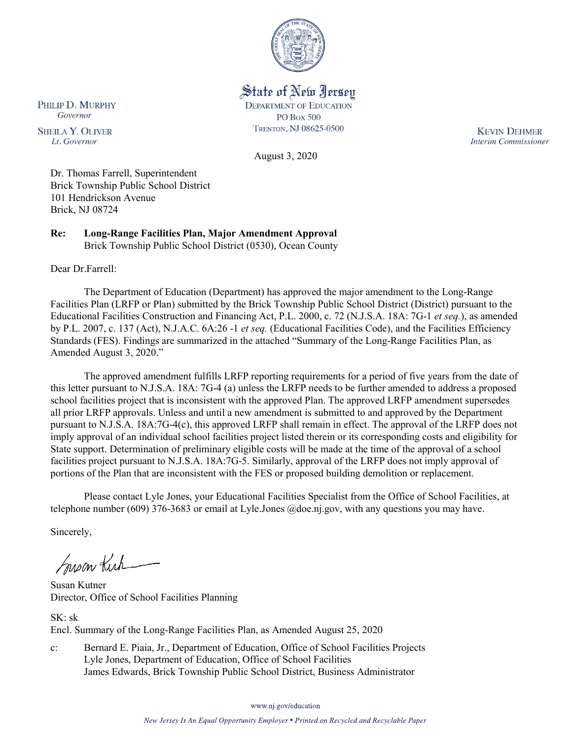State of New Jersey
DEPARTMENT OF EDUCATION
PO BOX 500
TRENTON, NJ 08625-0500

PHILIP D. MURPHY
*Governor*

SHEILA Y. OLIVER
*Lt. Governor*

KEVIN DEHMER
*Interim Commissioner*

August 3, 2020

Dr. Thomas Farrell, Superintendent
Brick Township Public School District
101 Hendrickson Avenue
Brick, NJ 08724

**Re: Long-Range Facilities Plan, Major Amendment Approval**
Brick Township Public School District (0530), Ocean County

Dear Dr.Farrell:

The Department of Education (Department) has approved the major amendment to the Long-Range Facilities Plan (LRFP or Plan) submitted by the Brick Township Public School District (District) pursuant to the Educational Facilities Construction and Financing Act, P.L. 2000, c. 72 (N.J.S.A. 18A: 7G-1 *et seq.*), as amended by P.L. 2007, c. 137 (Act), N.J.A.C. 6A:26 -1 *et seq.* (Educational Facilities Code), and the Facilities Efficiency Standards (FES). Findings are summarized in the attached "Summary of the Long-Range Facilities Plan, as Amended August 3, 2020."

The approved amendment fulfills LRFP reporting requirements for a period of five years from the date of this letter pursuant to N.J.S.A. 18A: 7G-4 (a) unless the LRFP needs to be further amended to address a proposed school facilities project that is inconsistent with the approved Plan. The approved LRFP amendment supersedes all prior LRFP approvals. Unless and until a new amendment is submitted to and approved by the Department pursuant to N.J.S.A. 18A:7G-4(c), this approved LRFP shall remain in effect. The approval of the LRFP does not imply approval of an individual school facilities project listed therein or its corresponding costs and eligibility for State support. Determination of preliminary eligible costs will be made at the time of the approval of a school facilities project pursuant to N.J.S.A. 18A:7G-5. Similarly, approval of the LRFP does not imply approval of portions of the Plan that are inconsistent with the FES or proposed building demolition or replacement.

Please contact Lyle Jones, your Educational Facilities Specialist from the Office of School Facilities, at telephone number (609) 376-3683 or email at Lyle.Jones @doe.nj.gov, with any questions you may have.

Sincerely,

Susan Kutner
Director, Office of School Facilities Planning

SK: sk
Encl. Summary of the Long-Range Facilities Plan, as Amended August 25, 2020

c: Bernard E. Piaia, Jr., Department of Education, Office of School Facilities Projects
Lyle Jones, Department of Education, Office of School Facilities
James Edwards, Brick Township Public School District, Business Administrator

www.nj.gov/education

*New Jersey Is An Equal Opportunity Employer • Printed on Recycled and Recyclable Paper*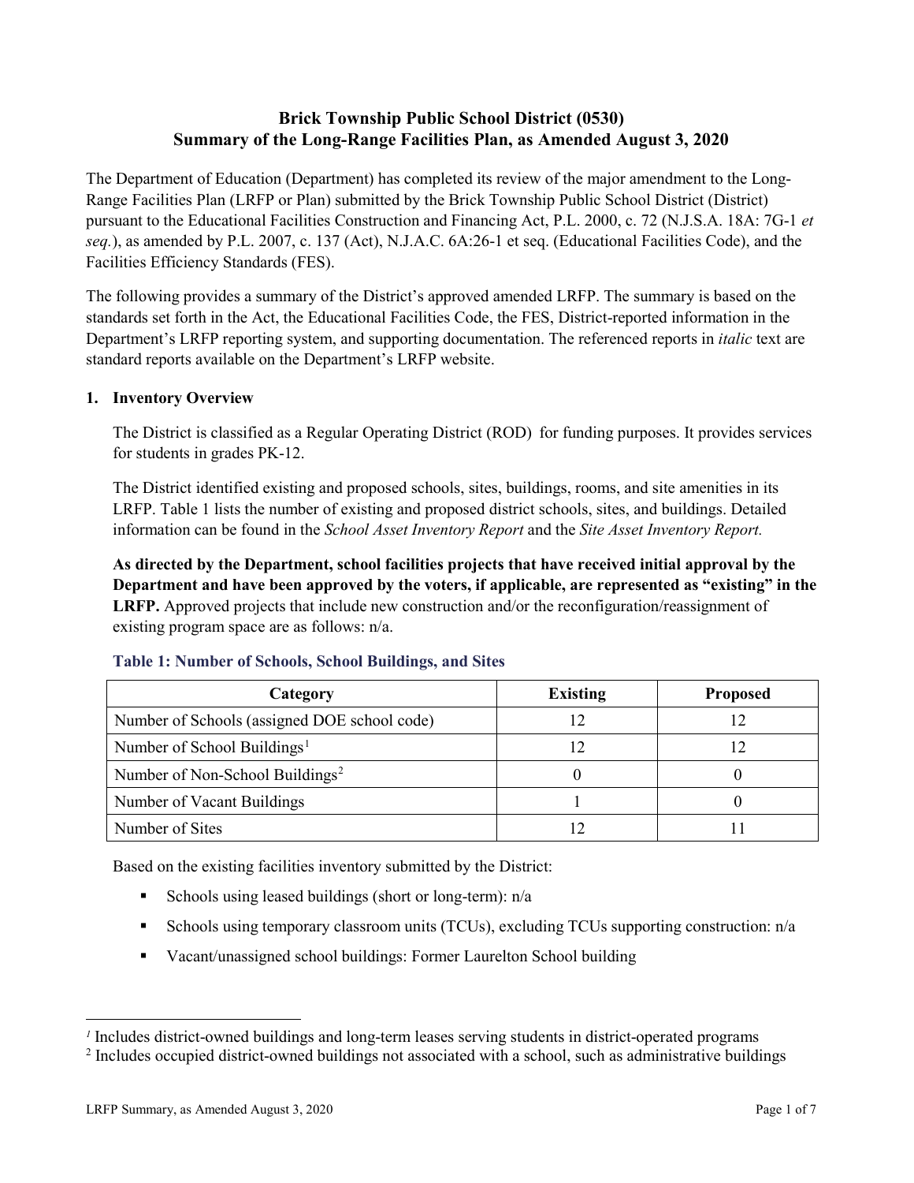# Brick Township Public School District (0530)
# Summary of the Long-Range Facilities Plan, as Amended August 3, 2020

The Department of Education (Department) has completed its review of the major amendment to the Long-Range Facilities Plan (LRFP or Plan) submitted by the Brick Township Public School District (District) pursuant to the Educational Facilities Construction and Financing Act, P.L. 2000, c. 72 (N.J.S.A. 18A: 7G-1 *et seq.*), as amended by P.L. 2007, c. 137 (Act), N.J.A.C. 6A:26-1 et seq. (Educational Facilities Code), and the Facilities Efficiency Standards (FES).

The following provides a summary of the District's approved amended LRFP. The summary is based on the standards set forth in the Act, the Educational Facilities Code, the FES, District-reported information in the Department's LRFP reporting system, and supporting documentation. The referenced reports in *italic* text are standard reports available on the Department's LRFP website.

## 1. Inventory Overview

The District is classified as a Regular Operating District (ROD) for funding purposes. It provides services for students in grades PK-12.

The District identified existing and proposed schools, sites, buildings, rooms, and site amenities in its LRFP. Table 1 lists the number of existing and proposed district schools, sites, and buildings. Detailed information can be found in the *School Asset Inventory Report* and the *Site Asset Inventory Report.*

**As directed by the Department, school facilities projects that have received initial approval by the Department and have been approved by the voters, if applicable, are represented as "existing" in the LRFP.** Approved projects that include new construction and/or the reconfiguration/reassignment of existing program space are as follows: n/a.

### Table 1: Number of Schools, School Buildings, and Sites

| Category | Existing | Proposed |
|---|---|---|
| Number of Schools (assigned DOE school code) | 12 | 12 |
| Number of School Buildings[1] | 12 | 12 |
| Number of Non-School Buildings[2] | 0 | 0 |
| Number of Vacant Buildings | 1 | 0 |
| Number of Sites | 12 | 11 |

Based on the existing facilities inventory submitted by the District:

- Schools using leased buildings (short or long-term): n/a
- Schools using temporary classroom units (TCUs), excluding TCUs supporting construction: n/a
- Vacant/unassigned school buildings: Former Laurelton School building

[1] Includes district-owned buildings and long-term leases serving students in district-operated programs

[2] Includes occupied district-owned buildings not associated with a school, such as administrative buildings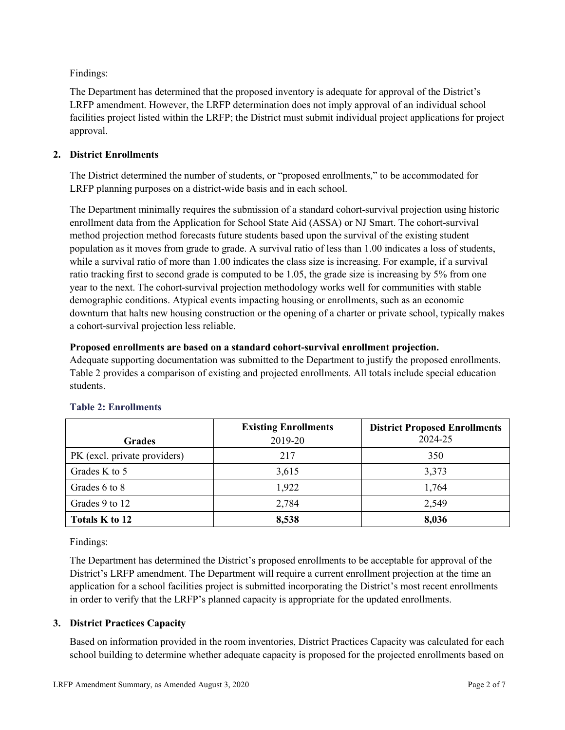Findings:

The Department has determined that the proposed inventory is adequate for approval of the District's LRFP amendment. However, the LRFP determination does not imply approval of an individual school facilities project listed within the LRFP; the District must submit individual project applications for project approval.

## 2. District Enrollments

The District determined the number of students, or "proposed enrollments," to be accommodated for LRFP planning purposes on a district-wide basis and in each school.

The Department minimally requires the submission of a standard cohort-survival projection using historic enrollment data from the Application for School State Aid (ASSA) or NJ Smart. The cohort-survival method projection method forecasts future students based upon the survival of the existing student population as it moves from grade to grade. A survival ratio of less than 1.00 indicates a loss of students, while a survival ratio of more than 1.00 indicates the class size is increasing. For example, if a survival ratio tracking first to second grade is computed to be 1.05, the grade size is increasing by 5% from one year to the next. The cohort-survival projection methodology works well for communities with stable demographic conditions. Atypical events impacting housing or enrollments, such as an economic downturn that halts new housing construction or the opening of a charter or private school, typically makes a cohort-survival projection less reliable.

**Proposed enrollments are based on a standard cohort-survival enrollment projection.**
Adequate supporting documentation was submitted to the Department to justify the proposed enrollments. Table 2 provides a comparison of existing and projected enrollments. All totals include special education students.

**Table 2: Enrollments**

| Grades | **Existing Enrollments** 2019-20 | **District Proposed Enrollments** 2024-25 |
|---|---|---|
| PK (excl. private providers) | 217 | 350 |
| Grades K to 5 | 3,615 | 3,373 |
| Grades 6 to 8 | 1,922 | 1,764 |
| Grades 9 to 12 | 2,784 | 2,549 |
| **Totals K to 12** | **8,538** | **8,036** |

Findings:

The Department has determined the District's proposed enrollments to be acceptable for approval of the District's LRFP amendment. The Department will require a current enrollment projection at the time an application for a school facilities project is submitted incorporating the District's most recent enrollments in order to verify that the LRFP's planned capacity is appropriate for the updated enrollments.

## 3. District Practices Capacity

Based on information provided in the room inventories, District Practices Capacity was calculated for each school building to determine whether adequate capacity is proposed for the projected enrollments based on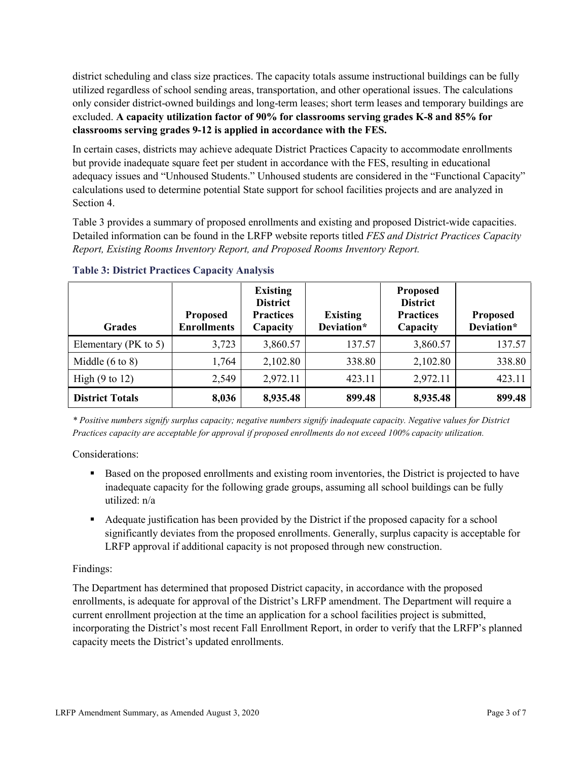district scheduling and class size practices. The capacity totals assume instructional buildings can be fully utilized regardless of school sending areas, transportation, and other operational issues. The calculations only consider district-owned buildings and long-term leases; short term leases and temporary buildings are excluded. **A capacity utilization factor of 90% for classrooms serving grades K-8 and 85% for classrooms serving grades 9-12 is applied in accordance with the FES.**

In certain cases, districts may achieve adequate District Practices Capacity to accommodate enrollments but provide inadequate square feet per student in accordance with the FES, resulting in educational adequacy issues and "Unhoused Students." Unhoused students are considered in the "Functional Capacity" calculations used to determine potential State support for school facilities projects and are analyzed in Section 4.

Table 3 provides a summary of proposed enrollments and existing and proposed District-wide capacities. Detailed information can be found in the LRFP website reports titled *FES and District Practices Capacity Report, Existing Rooms Inventory Report, and Proposed Rooms Inventory Report.*

### Table 3: District Practices Capacity Analysis

| Grades | Proposed Enrollments | Existing District Practices Capacity | Existing Deviation* | Proposed District Practices Capacity | Proposed Deviation* |
|---|---|---|---|---|---|
| Elementary (PK to 5) | 3,723 | 3,860.57 | 137.57 | 3,860.57 | 137.57 |
| Middle (6 to 8) | 1,764 | 2,102.80 | 338.80 | 2,102.80 | 338.80 |
| High (9 to 12) | 2,549 | 2,972.11 | 423.11 | 2,972.11 | 423.11 |
| **District Totals** | **8,036** | **8,935.48** | **899.48** | **8,935.48** | **899.48** |

*\* Positive numbers signify surplus capacity; negative numbers signify inadequate capacity. Negative values for District Practices capacity are acceptable for approval if proposed enrollments do not exceed 100% capacity utilization.*

Considerations:

- Based on the proposed enrollments and existing room inventories, the District is projected to have inadequate capacity for the following grade groups, assuming all school buildings can be fully utilized: n/a
- Adequate justification has been provided by the District if the proposed capacity for a school significantly deviates from the proposed enrollments. Generally, surplus capacity is acceptable for LRFP approval if additional capacity is not proposed through new construction.

Findings:

The Department has determined that proposed District capacity, in accordance with the proposed enrollments, is adequate for approval of the District's LRFP amendment. The Department will require a current enrollment projection at the time an application for a school facilities project is submitted, incorporating the District's most recent Fall Enrollment Report, in order to verify that the LRFP's planned capacity meets the District's updated enrollments.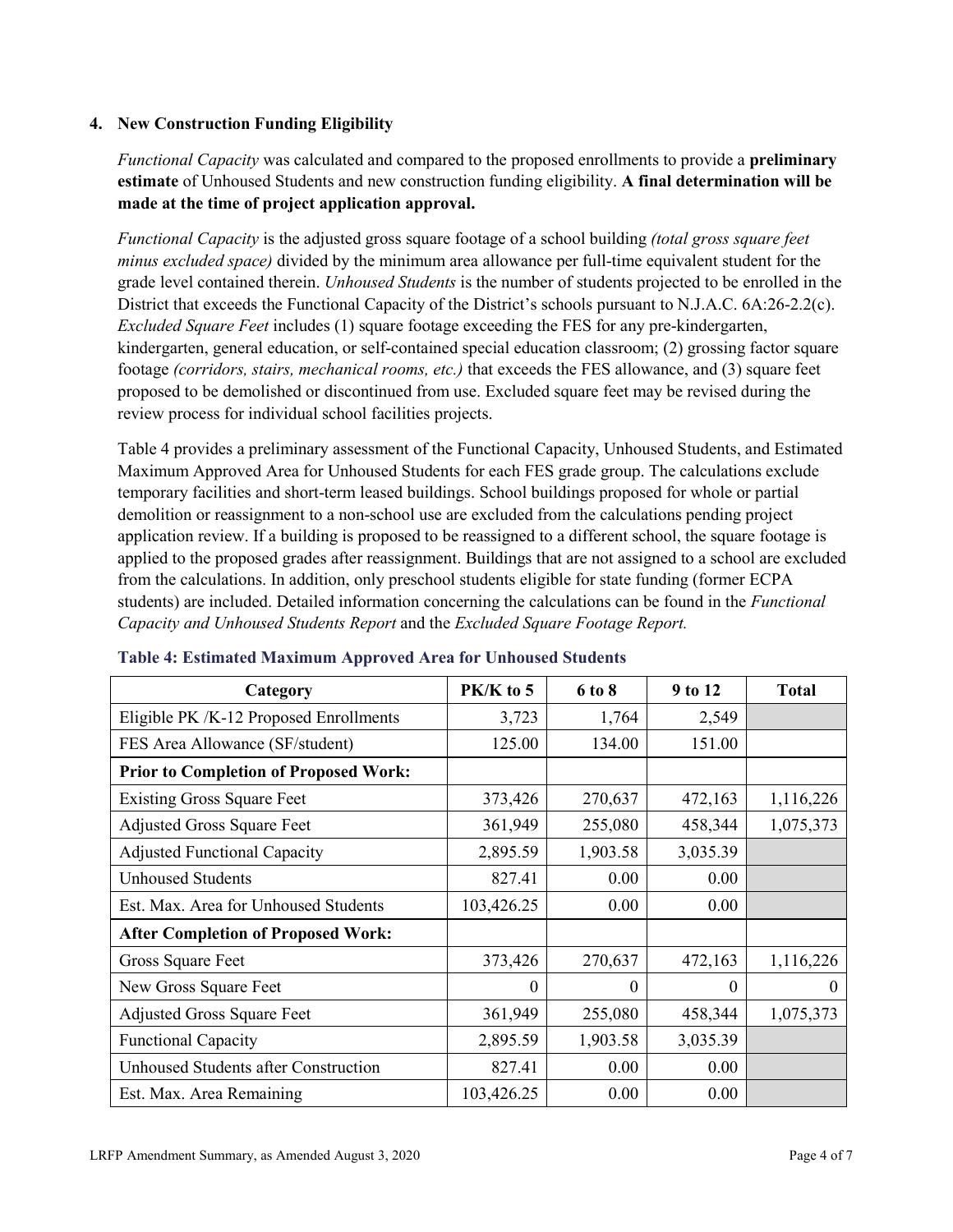## 4. New Construction Funding Eligibility

*Functional Capacity* was calculated and compared to the proposed enrollments to provide a **preliminary estimate** of Unhoused Students and new construction funding eligibility. **A final determination will be made at the time of project application approval.**

*Functional Capacity* is the adjusted gross square footage of a school building *(total gross square feet minus excluded space)* divided by the minimum area allowance per full-time equivalent student for the grade level contained therein. *Unhoused Students* is the number of students projected to be enrolled in the District that exceeds the Functional Capacity of the District's schools pursuant to N.J.A.C. 6A:26-2.2(c). *Excluded Square Feet* includes (1) square footage exceeding the FES for any pre-kindergarten, kindergarten, general education, or self-contained special education classroom; (2) grossing factor square footage *(corridors, stairs, mechanical rooms, etc.)* that exceeds the FES allowance, and (3) square feet proposed to be demolished or discontinued from use. Excluded square feet may be revised during the review process for individual school facilities projects.

Table 4 provides a preliminary assessment of the Functional Capacity, Unhoused Students, and Estimated Maximum Approved Area for Unhoused Students for each FES grade group. The calculations exclude temporary facilities and short-term leased buildings. School buildings proposed for whole or partial demolition or reassignment to a non-school use are excluded from the calculations pending project application review. If a building is proposed to be reassigned to a different school, the square footage is applied to the proposed grades after reassignment. Buildings that are not assigned to a school are excluded from the calculations. In addition, only preschool students eligible for state funding (former ECPA students) are included. Detailed information concerning the calculations can be found in the *Functional Capacity and Unhoused Students Report* and the *Excluded Square Footage Report.*

**Table 4: Estimated Maximum Approved Area for Unhoused Students**

| Category | PK/K to 5 | 6 to 8 | 9 to 12 | Total |
|---|---|---|---|---|
| Eligible PK /K-12 Proposed Enrollments | 3,723 | 1,764 | 2,549 | |
| FES Area Allowance (SF/student) | 125.00 | 134.00 | 151.00 | |
| **Prior to Completion of Proposed Work:** | | | | |
| Existing Gross Square Feet | 373,426 | 270,637 | 472,163 | 1,116,226 |
| Adjusted Gross Square Feet | 361,949 | 255,080 | 458,344 | 1,075,373 |
| Adjusted Functional Capacity | 2,895.59 | 1,903.58 | 3,035.39 | |
| Unhoused Students | 827.41 | 0.00 | 0.00 | |
| Est. Max. Area for Unhoused Students | 103,426.25 | 0.00 | 0.00 | |
| **After Completion of Proposed Work:** | | | | |
| Gross Square Feet | 373,426 | 270,637 | 472,163 | 1,116,226 |
| New Gross Square Feet | 0 | 0 | 0 | 0 |
| Adjusted Gross Square Feet | 361,949 | 255,080 | 458,344 | 1,075,373 |
| Functional Capacity | 2,895.59 | 1,903.58 | 3,035.39 | |
| Unhoused Students after Construction | 827.41 | 0.00 | 0.00 | |
| Est. Max. Area Remaining | 103,426.25 | 0.00 | 0.00 | |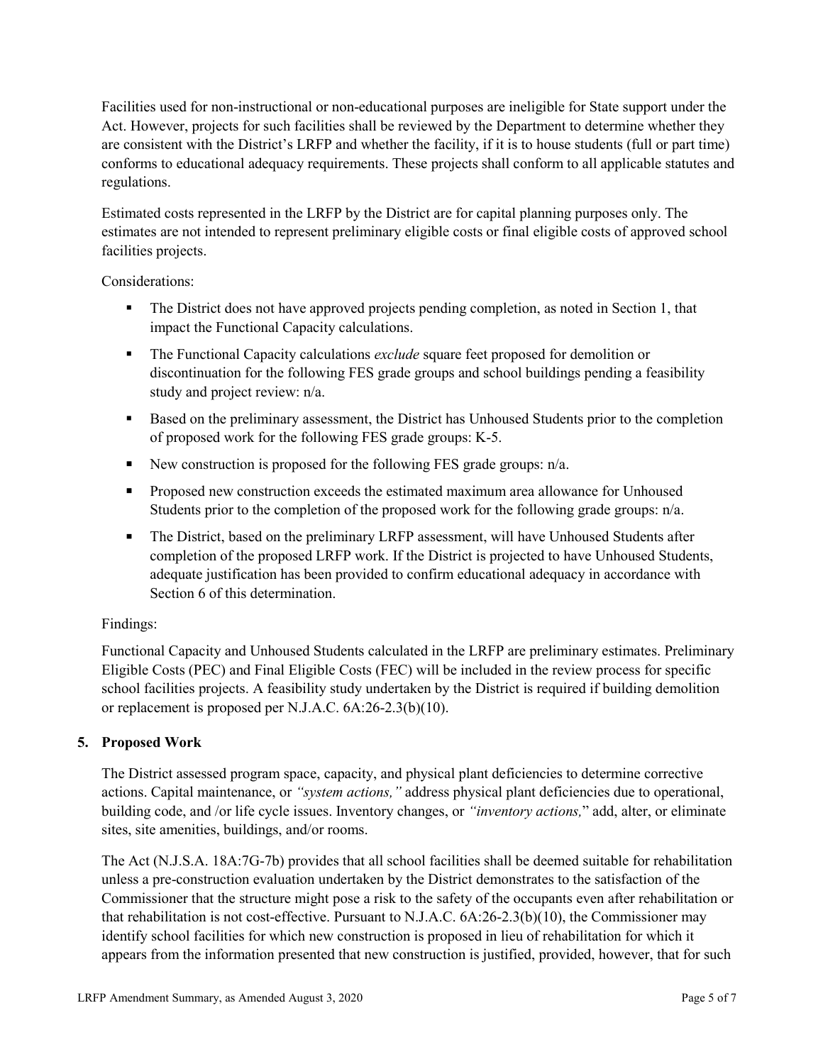Facilities used for non-instructional or non-educational purposes are ineligible for State support under the Act. However, projects for such facilities shall be reviewed by the Department to determine whether they are consistent with the District's LRFP and whether the facility, if it is to house students (full or part time) conforms to educational adequacy requirements. These projects shall conform to all applicable statutes and regulations.

Estimated costs represented in the LRFP by the District are for capital planning purposes only. The estimates are not intended to represent preliminary eligible costs or final eligible costs of approved school facilities projects.

Considerations:

- The District does not have approved projects pending completion, as noted in Section 1, that impact the Functional Capacity calculations.
- The Functional Capacity calculations *exclude* square feet proposed for demolition or discontinuation for the following FES grade groups and school buildings pending a feasibility study and project review: n/a.
- Based on the preliminary assessment, the District has Unhoused Students prior to the completion of proposed work for the following FES grade groups: K-5.
- New construction is proposed for the following FES grade groups: n/a.
- Proposed new construction exceeds the estimated maximum area allowance for Unhoused Students prior to the completion of the proposed work for the following grade groups: n/a.
- The District, based on the preliminary LRFP assessment, will have Unhoused Students after completion of the proposed LRFP work. If the District is projected to have Unhoused Students, adequate justification has been provided to confirm educational adequacy in accordance with Section 6 of this determination.

Findings:

Functional Capacity and Unhoused Students calculated in the LRFP are preliminary estimates. Preliminary Eligible Costs (PEC) and Final Eligible Costs (FEC) will be included in the review process for specific school facilities projects. A feasibility study undertaken by the District is required if building demolition or replacement is proposed per N.J.A.C. 6A:26-2.3(b)(10).

## 5. Proposed Work

The District assessed program space, capacity, and physical plant deficiencies to determine corrective actions. Capital maintenance, or *"system actions,"* address physical plant deficiencies due to operational, building code, and /or life cycle issues. Inventory changes, or *"inventory actions,"* add, alter, or eliminate sites, site amenities, buildings, and/or rooms.

The Act (N.J.S.A. 18A:7G-7b) provides that all school facilities shall be deemed suitable for rehabilitation unless a pre-construction evaluation undertaken by the District demonstrates to the satisfaction of the Commissioner that the structure might pose a risk to the safety of the occupants even after rehabilitation or that rehabilitation is not cost-effective. Pursuant to N.J.A.C. 6A:26-2.3(b)(10), the Commissioner may identify school facilities for which new construction is proposed in lieu of rehabilitation for which it appears from the information presented that new construction is justified, provided, however, that for such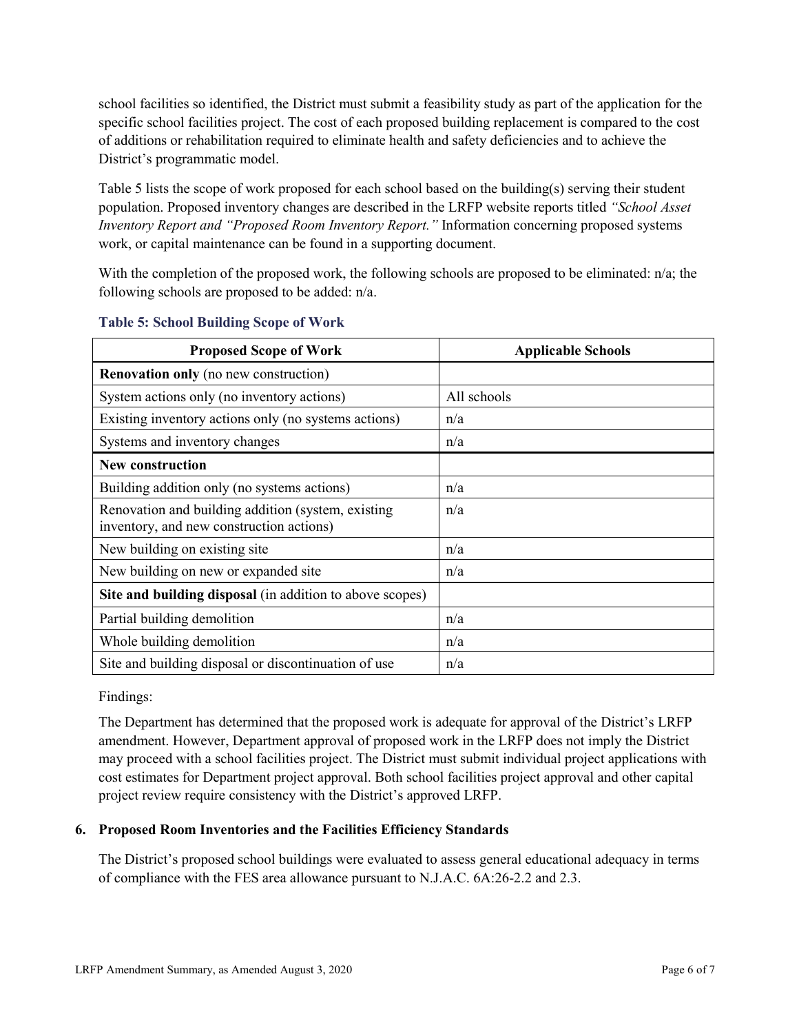school facilities so identified, the District must submit a feasibility study as part of the application for the specific school facilities project. The cost of each proposed building replacement is compared to the cost of additions or rehabilitation required to eliminate health and safety deficiencies and to achieve the District's programmatic model.

Table 5 lists the scope of work proposed for each school based on the building(s) serving their student population. Proposed inventory changes are described in the LRFP website reports titled *"School Asset Inventory Report and "Proposed Room Inventory Report."* Information concerning proposed systems work, or capital maintenance can be found in a supporting document.

With the completion of the proposed work, the following schools are proposed to be eliminated: n/a; the following schools are proposed to be added: n/a.

**Table 5: School Building Scope of Work**

| Proposed Scope of Work | Applicable Schools |
|---|---|
| **Renovation only** (no new construction) | |
| System actions only (no inventory actions) | All schools |
| Existing inventory actions only (no systems actions) | n/a |
| Systems and inventory changes | n/a |
| **New construction** | |
| Building addition only (no systems actions) | n/a |
| Renovation and building addition (system, existing inventory, and new construction actions) | n/a |
| New building on existing site | n/a |
| New building on new or expanded site | n/a |
| **Site and building disposal** (in addition to above scopes) | |
| Partial building demolition | n/a |
| Whole building demolition | n/a |
| Site and building disposal or discontinuation of use | n/a |

Findings:

The Department has determined that the proposed work is adequate for approval of the District's LRFP amendment. However, Department approval of proposed work in the LRFP does not imply the District may proceed with a school facilities project. The District must submit individual project applications with cost estimates for Department project approval. Both school facilities project approval and other capital project review require consistency with the District's approved LRFP.

### 6. Proposed Room Inventories and the Facilities Efficiency Standards

The District's proposed school buildings were evaluated to assess general educational adequacy in terms of compliance with the FES area allowance pursuant to N.J.A.C. 6A:26-2.2 and 2.3.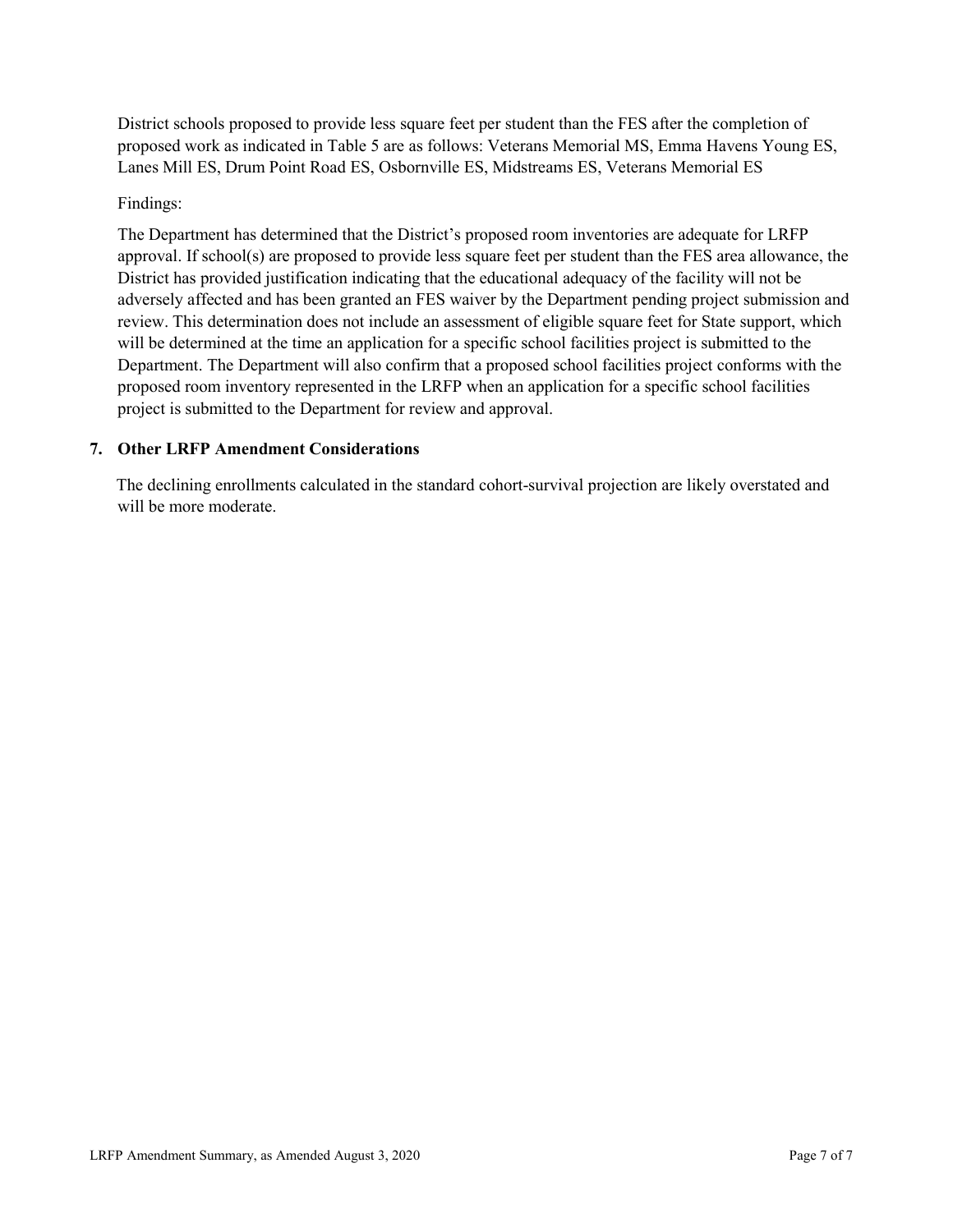District schools proposed to provide less square feet per student than the FES after the completion of proposed work as indicated in Table 5 are as follows: Veterans Memorial MS, Emma Havens Young ES, Lanes Mill ES, Drum Point Road ES, Osbornville ES, Midstreams ES, Veterans Memorial ES

Findings:

The Department has determined that the District's proposed room inventories are adequate for LRFP approval. If school(s) are proposed to provide less square feet per student than the FES area allowance, the District has provided justification indicating that the educational adequacy of the facility will not be adversely affected and has been granted an FES waiver by the Department pending project submission and review. This determination does not include an assessment of eligible square feet for State support, which will be determined at the time an application for a specific school facilities project is submitted to the Department. The Department will also confirm that a proposed school facilities project conforms with the proposed room inventory represented in the LRFP when an application for a specific school facilities project is submitted to the Department for review and approval.

## 7. Other LRFP Amendment Considerations

The declining enrollments calculated in the standard cohort-survival projection are likely overstated and will be more moderate.